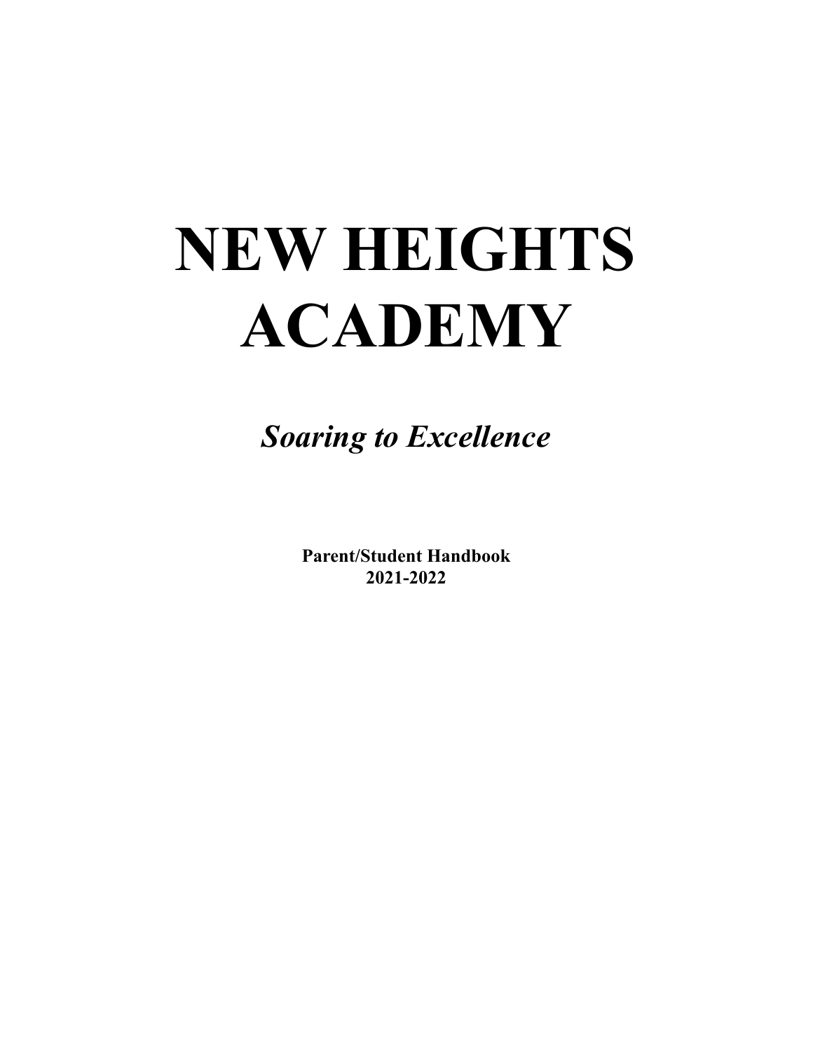# NEW HEIGHTS ACADEMY

***Soaring to Excellence***

**Parent/Student Handbook**
**2021-2022**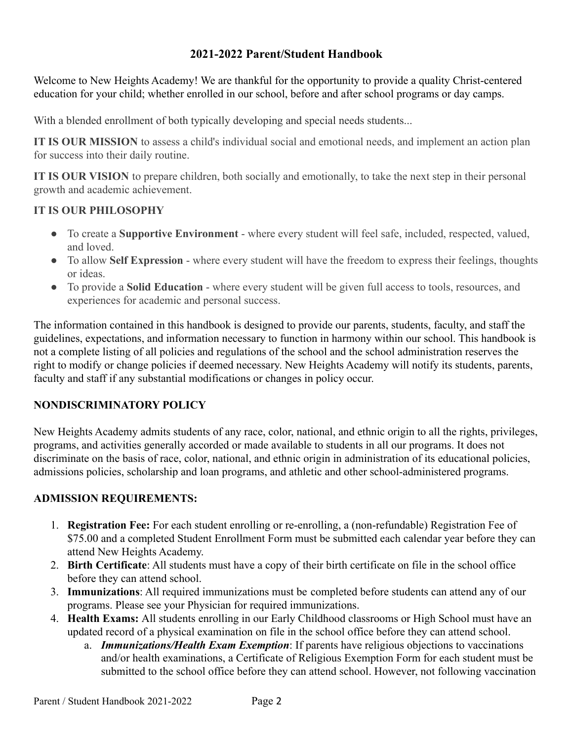## 2021-2022 Parent/Student Handbook

Welcome to New Heights Academy! We are thankful for the opportunity to provide a quality Christ-centered education for your child; whether enrolled in our school, before and after school programs or day camps.

With a blended enrollment of both typically developing and special needs students...

**IT IS OUR MISSION** to assess a child's individual social and emotional needs, and implement an action plan for success into their daily routine.

**IT IS OUR VISION** to prepare children, both socially and emotionally, to take the next step in their personal growth and academic achievement.

**IT IS OUR PHILOSOPHY**

- To create a **Supportive Environment** - where every student will feel safe, included, respected, valued, and loved.
- To allow **Self Expression** - where every student will have the freedom to express their feelings, thoughts or ideas.
- To provide a **Solid Education** - where every student will be given full access to tools, resources, and experiences for academic and personal success.

The information contained in this handbook is designed to provide our parents, students, faculty, and staff the guidelines, expectations, and information necessary to function in harmony within our school. This handbook is not a complete listing of all policies and regulations of the school and the school administration reserves the right to modify or change policies if deemed necessary. New Heights Academy will notify its students, parents, faculty and staff if any substantial modifications or changes in policy occur.

### NONDISCRIMINATORY POLICY

New Heights Academy admits students of any race, color, national, and ethnic origin to all the rights, privileges, programs, and activities generally accorded or made available to students in all our programs. It does not discriminate on the basis of race, color, national, and ethnic origin in administration of its educational policies, admissions policies, scholarship and loan programs, and athletic and other school-administered programs.

### ADMISSION REQUIREMENTS:

1. **Registration Fee:** For each student enrolling or re-enrolling, a (non-refundable) Registration Fee of $75.00 and a completed Student Enrollment Form must be submitted each calendar year before they can attend New Heights Academy.
2. **Birth Certificate**: All students must have a copy of their birth certificate on file in the school office before they can attend school.
3. **Immunizations**: All required immunizations must be completed before students can attend any of our programs. Please see your Physician for required immunizations.
4. **Health Exams:** All students enrolling in our Early Childhood classrooms or High School must have an updated record of a physical examination on file in the school office before they can attend school.
    a. ***Immunizations/Health Exam Exemption***: If parents have religious objections to vaccinations and/or health examinations, a Certificate of Religious Exemption Form for each student must be submitted to the school office before they can attend school. However, not following vaccination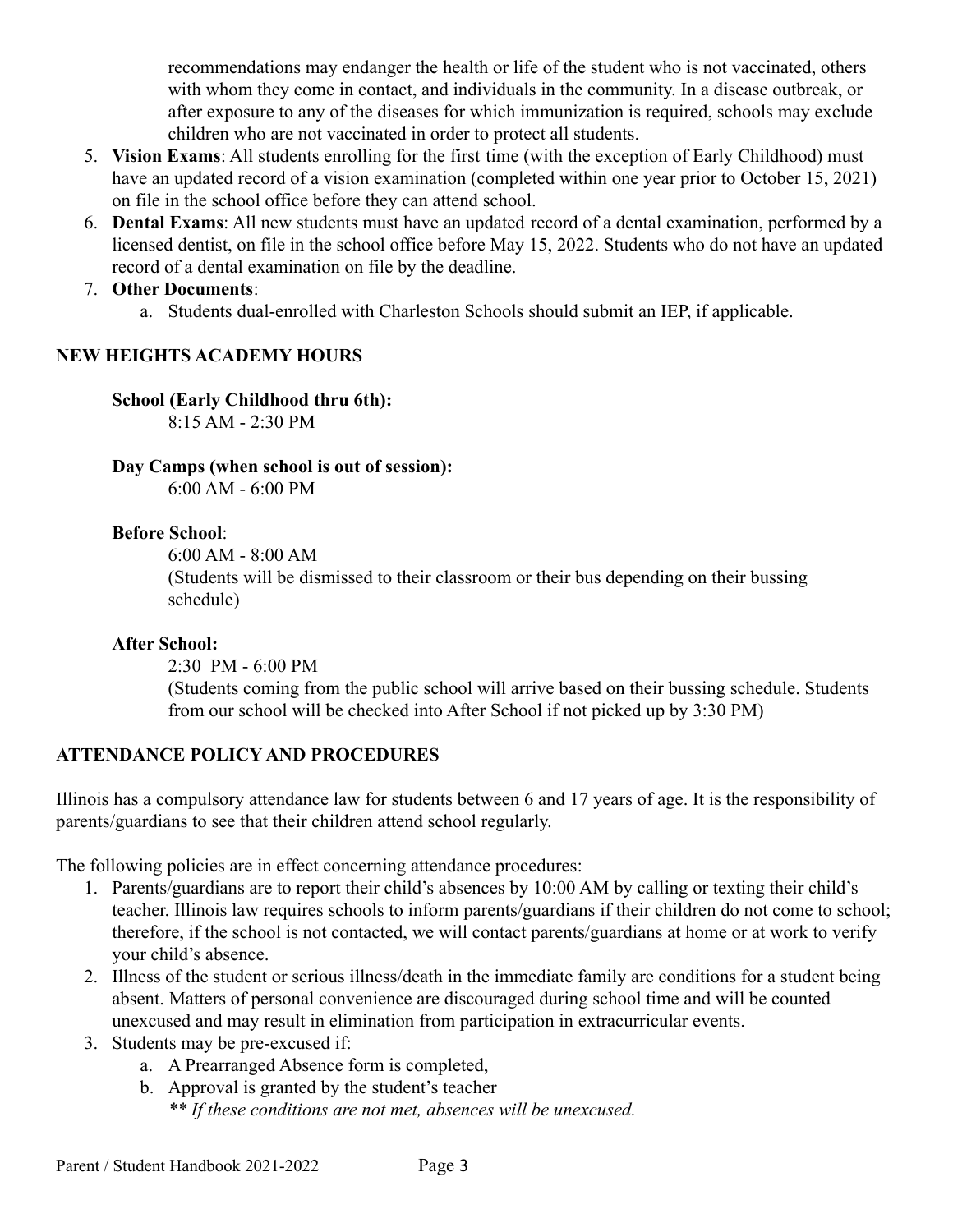recommendations may endanger the health or life of the student who is not vaccinated, others with whom they come in contact, and individuals in the community. In a disease outbreak, or after exposure to any of the diseases for which immunization is required, schools may exclude children who are not vaccinated in order to protect all students.

5. **Vision Exams**: All students enrolling for the first time (with the exception of Early Childhood) must have an updated record of a vision examination (completed within one year prior to October 15, 2021) on file in the school office before they can attend school.
6. **Dental Exams**: All new students must have an updated record of a dental examination, performed by a licensed dentist, on file in the school office before May 15, 2022. Students who do not have an updated record of a dental examination on file by the deadline.
7. **Other Documents**:
   a. Students dual-enrolled with Charleston Schools should submit an IEP, if applicable.

## NEW HEIGHTS ACADEMY HOURS

**School (Early Childhood thru 6th):**
8:15 AM - 2:30 PM

**Day Camps (when school is out of session):**
6:00 AM - 6:00 PM

**Before School**:
6:00 AM - 8:00 AM
(Students will be dismissed to their classroom or their bus depending on their bussing schedule)

**After School:**
2:30 PM - 6:00 PM
(Students coming from the public school will arrive based on their bussing schedule. Students from our school will be checked into After School if not picked up by 3:30 PM)

## ATTENDANCE POLICY AND PROCEDURES

Illinois has a compulsory attendance law for students between 6 and 17 years of age. It is the responsibility of parents/guardians to see that their children attend school regularly.

The following policies are in effect concerning attendance procedures:

1. Parents/guardians are to report their child's absences by 10:00 AM by calling or texting their child's teacher. Illinois law requires schools to inform parents/guardians if their children do not come to school; therefore, if the school is not contacted, we will contact parents/guardians at home or at work to verify your child's absence.
2. Illness of the student or serious illness/death in the immediate family are conditions for a student being absent. Matters of personal convenience are discouraged during school time and will be counted unexcused and may result in elimination from participation in extracurricular events.
3. Students may be pre-excused if:
   a. A Prearranged Absence form is completed,
   b. Approval is granted by the student's teacher
      *** If these conditions are not met, absences will be unexcused.*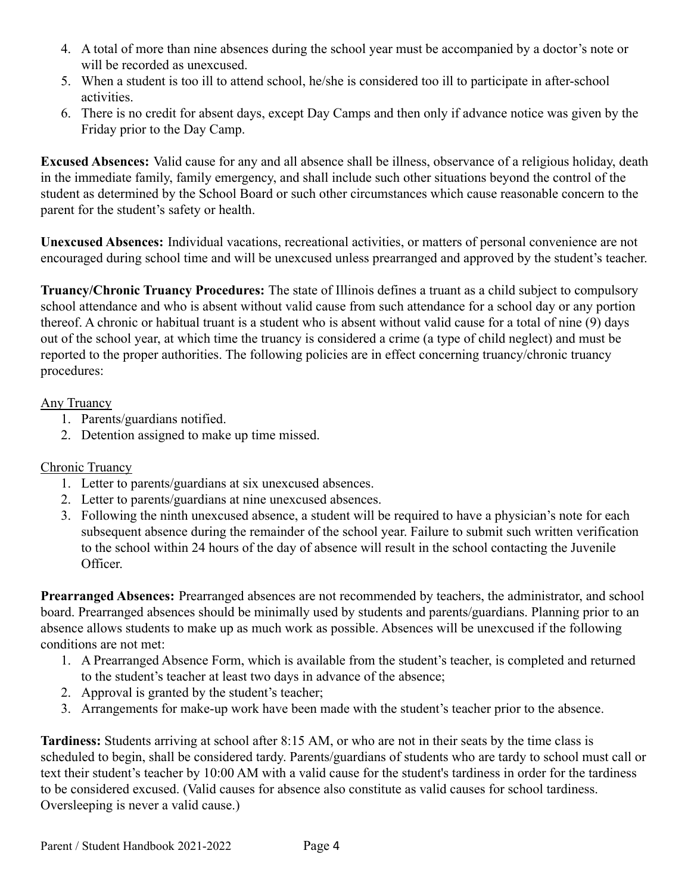4. A total of more than nine absences during the school year must be accompanied by a doctor's note or will be recorded as unexcused.
5. When a student is too ill to attend school, he/she is considered too ill to participate in after-school activities.
6. There is no credit for absent days, except Day Camps and then only if advance notice was given by the Friday prior to the Day Camp.

**Excused Absences:** Valid cause for any and all absence shall be illness, observance of a religious holiday, death in the immediate family, family emergency, and shall include such other situations beyond the control of the student as determined by the School Board or such other circumstances which cause reasonable concern to the parent for the student's safety or health.

**Unexcused Absences:** Individual vacations, recreational activities, or matters of personal convenience are not encouraged during school time and will be unexcused unless prearranged and approved by the student's teacher.

**Truancy/Chronic Truancy Procedures:** The state of Illinois defines a truant as a child subject to compulsory school attendance and who is absent without valid cause from such attendance for a school day or any portion thereof. A chronic or habitual truant is a student who is absent without valid cause for a total of nine (9) days out of the school year, at which time the truancy is considered a crime (a type of child neglect) and must be reported to the proper authorities. The following policies are in effect concerning truancy/chronic truancy procedures:

<u>Any Truancy</u>

1. Parents/guardians notified.
2. Detention assigned to make up time missed.

<u>Chronic Truancy</u>

1. Letter to parents/guardians at six unexcused absences.
2. Letter to parents/guardians at nine unexcused absences.
3. Following the ninth unexcused absence, a student will be required to have a physician's note for each subsequent absence during the remainder of the school year. Failure to submit such written verification to the school within 24 hours of the day of absence will result in the school contacting the Juvenile Officer.

**Prearranged Absences:** Prearranged absences are not recommended by teachers, the administrator, and school board. Prearranged absences should be minimally used by students and parents/guardians. Planning prior to an absence allows students to make up as much work as possible. Absences will be unexcused if the following conditions are not met:

1. A Prearranged Absence Form, which is available from the student's teacher, is completed and returned to the student's teacher at least two days in advance of the absence;
2. Approval is granted by the student's teacher;
3. Arrangements for make-up work have been made with the student's teacher prior to the absence.

**Tardiness:** Students arriving at school after 8:15 AM, or who are not in their seats by the time class is scheduled to begin, shall be considered tardy. Parents/guardians of students who are tardy to school must call or text their student's teacher by 10:00 AM with a valid cause for the student's tardiness in order for the tardiness to be considered excused. (Valid causes for absence also constitute as valid causes for school tardiness. Oversleeping is never a valid cause.)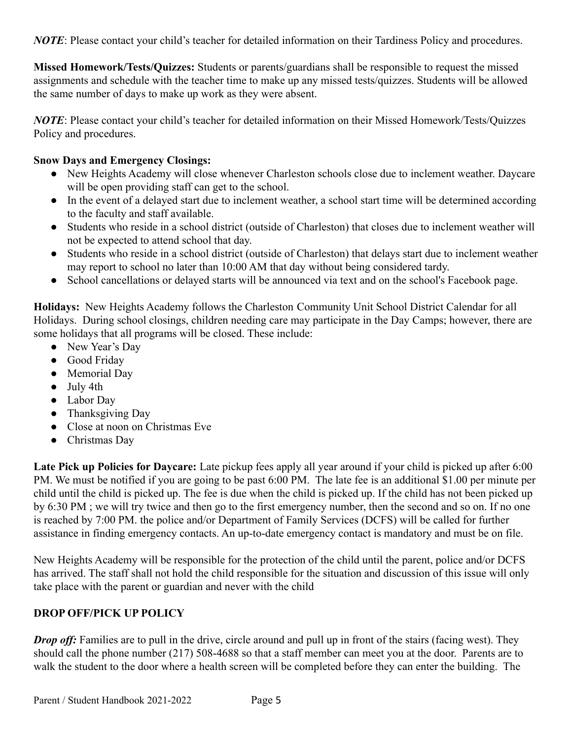***NOTE***: Please contact your child's teacher for detailed information on their Tardiness Policy and procedures.

**Missed Homework/Tests/Quizzes:** Students or parents/guardians shall be responsible to request the missed assignments and schedule with the teacher time to make up any missed tests/quizzes. Students will be allowed the same number of days to make up work as they were absent.

***NOTE***: Please contact your child's teacher for detailed information on their Missed Homework/Tests/Quizzes Policy and procedures.

**Snow Days and Emergency Closings:**

- New Heights Academy will close whenever Charleston schools close due to inclement weather. Daycare will be open providing staff can get to the school.
- In the event of a delayed start due to inclement weather, a school start time will be determined according to the faculty and staff available.
- Students who reside in a school district (outside of Charleston) that closes due to inclement weather will not be expected to attend school that day.
- Students who reside in a school district (outside of Charleston) that delays start due to inclement weather may report to school no later than 10:00 AM that day without being considered tardy.
- School cancellations or delayed starts will be announced via text and on the school's Facebook page.

**Holidays:** New Heights Academy follows the Charleston Community Unit School District Calendar for all Holidays. During school closings, children needing care may participate in the Day Camps; however, there are some holidays that all programs will be closed. These include:

- New Year's Day
- Good Friday
- Memorial Day
- July 4th
- Labor Day
- Thanksgiving Day
- Close at noon on Christmas Eve
- Christmas Day

**Late Pick up Policies for Daycare:** Late pickup fees apply all year around if your child is picked up after 6:00 PM. We must be notified if you are going to be past 6:00 PM. The late fee is an additional $1.00 per minute per child until the child is picked up. The fee is due when the child is picked up. If the child has not been picked up by 6:30 PM ; we will try twice and then go to the first emergency number, then the second and so on. If no one is reached by 7:00 PM. the police and/or Department of Family Services (DCFS) will be called for further assistance in finding emergency contacts. An up-to-date emergency contact is mandatory and must be on file.

New Heights Academy will be responsible for the protection of the child until the parent, police and/or DCFS has arrived. The staff shall not hold the child responsible for the situation and discussion of this issue will only take place with the parent or guardian and never with the child

**DROP OFF/PICK UP POLICY**

***Drop off:*** Families are to pull in the drive, circle around and pull up in front of the stairs (facing west). They should call the phone number (217) 508-4688 so that a staff member can meet you at the door. Parents are to walk the student to the door where a health screen will be completed before they can enter the building. The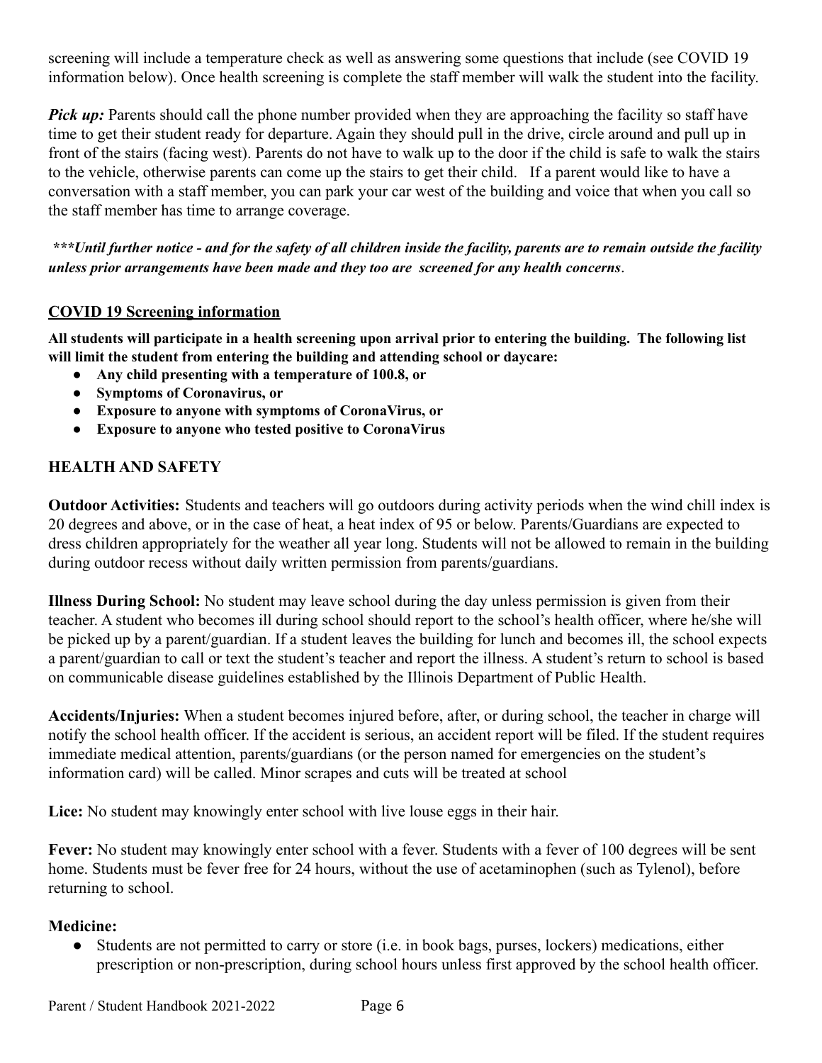screening will include a temperature check as well as answering some questions that include (see COVID 19 information below). Once health screening is complete the staff member will walk the student into the facility.

***Pick up:*** Parents should call the phone number provided when they are approaching the facility so staff have time to get their student ready for departure. Again they should pull in the drive, circle around and pull up in front of the stairs (facing west). Parents do not have to walk up to the door if the child is safe to walk the stairs to the vehicle, otherwise parents can come up the stairs to get their child. If a parent would like to have a conversation with a staff member, you can park your car west of the building and voice that when you call so the staff member has time to arrange coverage.

***\*\*\*Until further notice - and for the safety of all children inside the facility, parents are to remain outside the facility unless prior arrangements have been made and they too are screened for any health concerns***.

**COVID 19 Screening information**

**All students will participate in a health screening upon arrival prior to entering the building. The following list will limit the student from entering the building and attending school or daycare:**

- **Any child presenting with a temperature of 100.8, or**
- **Symptoms of Coronavirus, or**
- **Exposure to anyone with symptoms of CoronaVirus, or**
- **Exposure to anyone who tested positive to CoronaVirus**

## HEALTH AND SAFETY

**Outdoor Activities:** Students and teachers will go outdoors during activity periods when the wind chill index is 20 degrees and above, or in the case of heat, a heat index of 95 or below. Parents/Guardians are expected to dress children appropriately for the weather all year long. Students will not be allowed to remain in the building during outdoor recess without daily written permission from parents/guardians.

**Illness During School:** No student may leave school during the day unless permission is given from their teacher. A student who becomes ill during school should report to the school's health officer, where he/she will be picked up by a parent/guardian. If a student leaves the building for lunch and becomes ill, the school expects a parent/guardian to call or text the student's teacher and report the illness. A student's return to school is based on communicable disease guidelines established by the Illinois Department of Public Health.

**Accidents/Injuries:** When a student becomes injured before, after, or during school, the teacher in charge will notify the school health officer. If the accident is serious, an accident report will be filed. If the student requires immediate medical attention, parents/guardians (or the person named for emergencies on the student's information card) will be called. Minor scrapes and cuts will be treated at school

**Lice:** No student may knowingly enter school with live louse eggs in their hair.

**Fever:** No student may knowingly enter school with a fever. Students with a fever of 100 degrees will be sent home. Students must be fever free for 24 hours, without the use of acetaminophen (such as Tylenol), before returning to school.

**Medicine:**

- Students are not permitted to carry or store (i.e. in book bags, purses, lockers) medications, either prescription or non-prescription, during school hours unless first approved by the school health officer.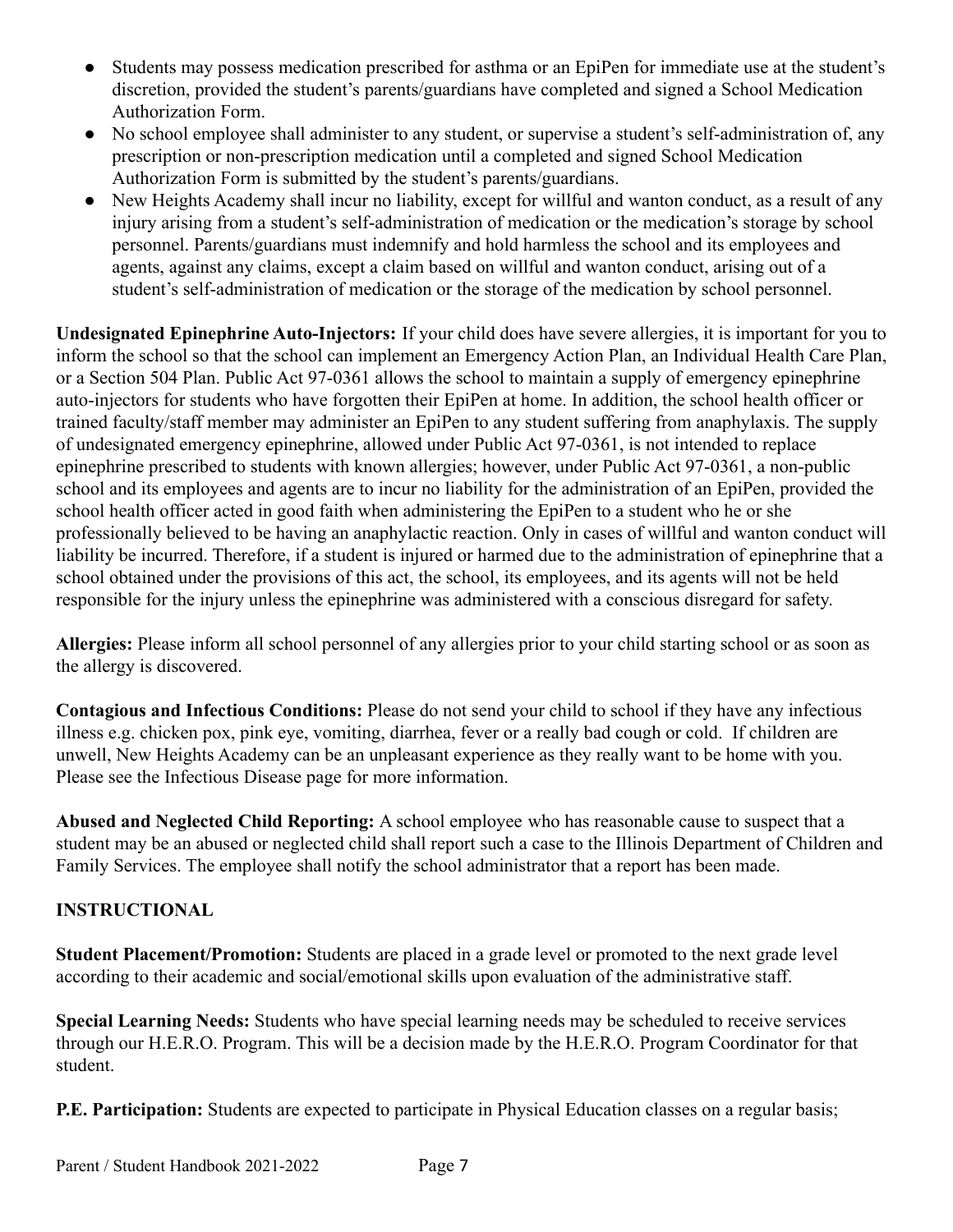- Students may possess medication prescribed for asthma or an EpiPen for immediate use at the student's discretion, provided the student's parents/guardians have completed and signed a School Medication Authorization Form.
- No school employee shall administer to any student, or supervise a student's self-administration of, any prescription or non-prescription medication until a completed and signed School Medication Authorization Form is submitted by the student's parents/guardians.
- New Heights Academy shall incur no liability, except for willful and wanton conduct, as a result of any injury arising from a student's self-administration of medication or the medication's storage by school personnel. Parents/guardians must indemnify and hold harmless the school and its employees and agents, against any claims, except a claim based on willful and wanton conduct, arising out of a student's self-administration of medication or the storage of the medication by school personnel.

**Undesignated Epinephrine Auto-Injectors:** If your child does have severe allergies, it is important for you to inform the school so that the school can implement an Emergency Action Plan, an Individual Health Care Plan, or a Section 504 Plan. Public Act 97-0361 allows the school to maintain a supply of emergency epinephrine auto-injectors for students who have forgotten their EpiPen at home. In addition, the school health officer or trained faculty/staff member may administer an EpiPen to any student suffering from anaphylaxis. The supply of undesignated emergency epinephrine, allowed under Public Act 97-0361, is not intended to replace epinephrine prescribed to students with known allergies; however, under Public Act 97-0361, a non-public school and its employees and agents are to incur no liability for the administration of an EpiPen, provided the school health officer acted in good faith when administering the EpiPen to a student who he or she professionally believed to be having an anaphylactic reaction. Only in cases of willful and wanton conduct will liability be incurred. Therefore, if a student is injured or harmed due to the administration of epinephrine that a school obtained under the provisions of this act, the school, its employees, and its agents will not be held responsible for the injury unless the epinephrine was administered with a conscious disregard for safety.

**Allergies:** Please inform all school personnel of any allergies prior to your child starting school or as soon as the allergy is discovered.

**Contagious and Infectious Conditions:** Please do not send your child to school if they have any infectious illness e.g. chicken pox, pink eye, vomiting, diarrhea, fever or a really bad cough or cold. If children are unwell, New Heights Academy can be an unpleasant experience as they really want to be home with you. Please see the Infectious Disease page for more information.

**Abused and Neglected Child Reporting:** A school employee who has reasonable cause to suspect that a student may be an abused or neglected child shall report such a case to the Illinois Department of Children and Family Services. The employee shall notify the school administrator that a report has been made.

## INSTRUCTIONAL

**Student Placement/Promotion:** Students are placed in a grade level or promoted to the next grade level according to their academic and social/emotional skills upon evaluation of the administrative staff.

**Special Learning Needs:** Students who have special learning needs may be scheduled to receive services through our H.E.R.O. Program. This will be a decision made by the H.E.R.O. Program Coordinator for that student.

**P.E. Participation:** Students are expected to participate in Physical Education classes on a regular basis;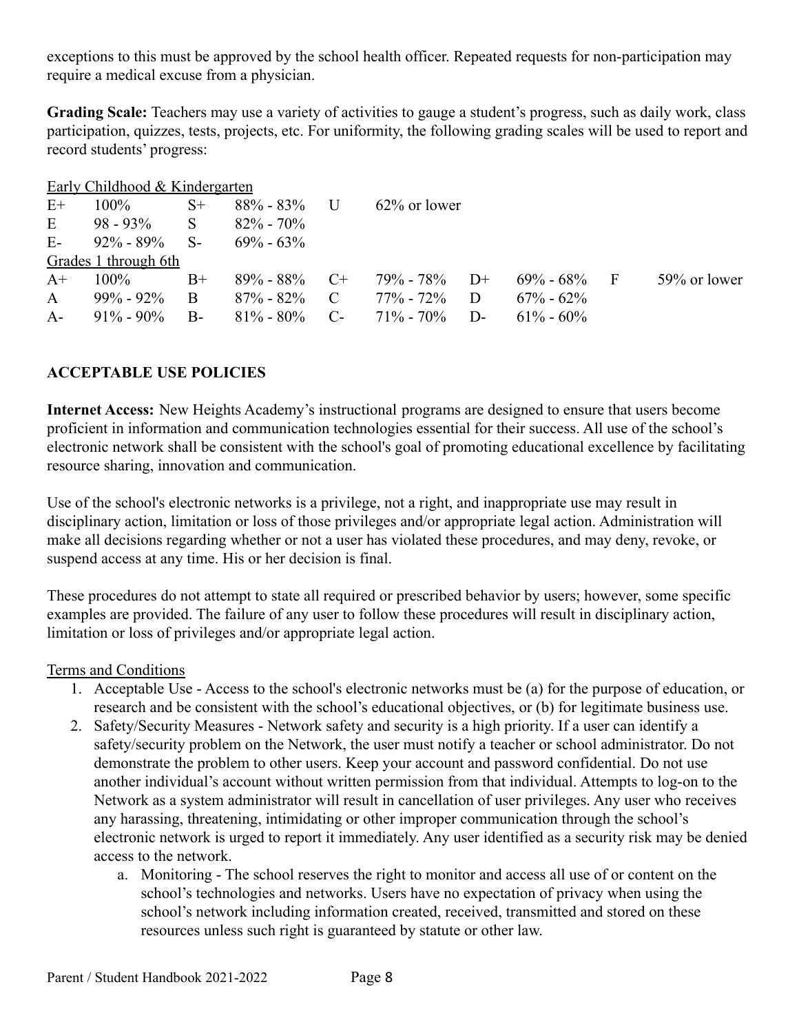exceptions to this must be approved by the school health officer. Repeated requests for non-participation may require a medical excuse from a physician.

**Grading Scale:** Teachers may use a variety of activities to gauge a student's progress, such as daily work, class participation, quizzes, tests, projects, etc. For uniformity, the following grading scales will be used to report and record students' progress:

Early Childhood & Kindergarten

| | | | | | |
|---|---|---|---|---|---|
| E+ | 100% | S+ | 88% - 83% | U | 62% or lower |
| E | 98 - 93% | S | 82% - 70% | | |
| E- | 92% - 89% | S- | 69% - 63% | | |

Grades 1 through 6th

| | | | | | | | | | |
|---|---|---|---|---|---|---|---|---|---|
| A+ | 100% | B+ | 89% - 88% | C+ | 79% - 78% | D+ | 69% - 68% | F | 59% or lower |
| A | 99% - 92% | B | 87% - 82% | C | 77% - 72% | D | 67% - 62% | | |
| A- | 91% - 90% | B- | 81% - 80% | C- | 71% - 70% | D- | 61% - 60% | | |

## ACCEPTABLE USE POLICIES

**Internet Access:** New Heights Academy's instructional programs are designed to ensure that users become proficient in information and communication technologies essential for their success. All use of the school's electronic network shall be consistent with the school's goal of promoting educational excellence by facilitating resource sharing, innovation and communication.

Use of the school's electronic networks is a privilege, not a right, and inappropriate use may result in disciplinary action, limitation or loss of those privileges and/or appropriate legal action. Administration will make all decisions regarding whether or not a user has violated these procedures, and may deny, revoke, or suspend access at any time. His or her decision is final.

These procedures do not attempt to state all required or prescribed behavior by users; however, some specific examples are provided. The failure of any user to follow these procedures will result in disciplinary action, limitation or loss of privileges and/or appropriate legal action.

Terms and Conditions

1. Acceptable Use - Access to the school's electronic networks must be (a) for the purpose of education, or research and be consistent with the school's educational objectives, or (b) for legitimate business use.
2. Safety/Security Measures - Network safety and security is a high priority. If a user can identify a safety/security problem on the Network, the user must notify a teacher or school administrator. Do not demonstrate the problem to other users. Keep your account and password confidential. Do not use another individual's account without written permission from that individual. Attempts to log-on to the Network as a system administrator will result in cancellation of user privileges. Any user who receives any harassing, threatening, intimidating or other improper communication through the school's electronic network is urged to report it immediately. Any user identified as a security risk may be denied access to the network.
   a. Monitoring - The school reserves the right to monitor and access all use of or content on the school's technologies and networks. Users have no expectation of privacy when using the school's network including information created, received, transmitted and stored on these resources unless such right is guaranteed by statute or other law.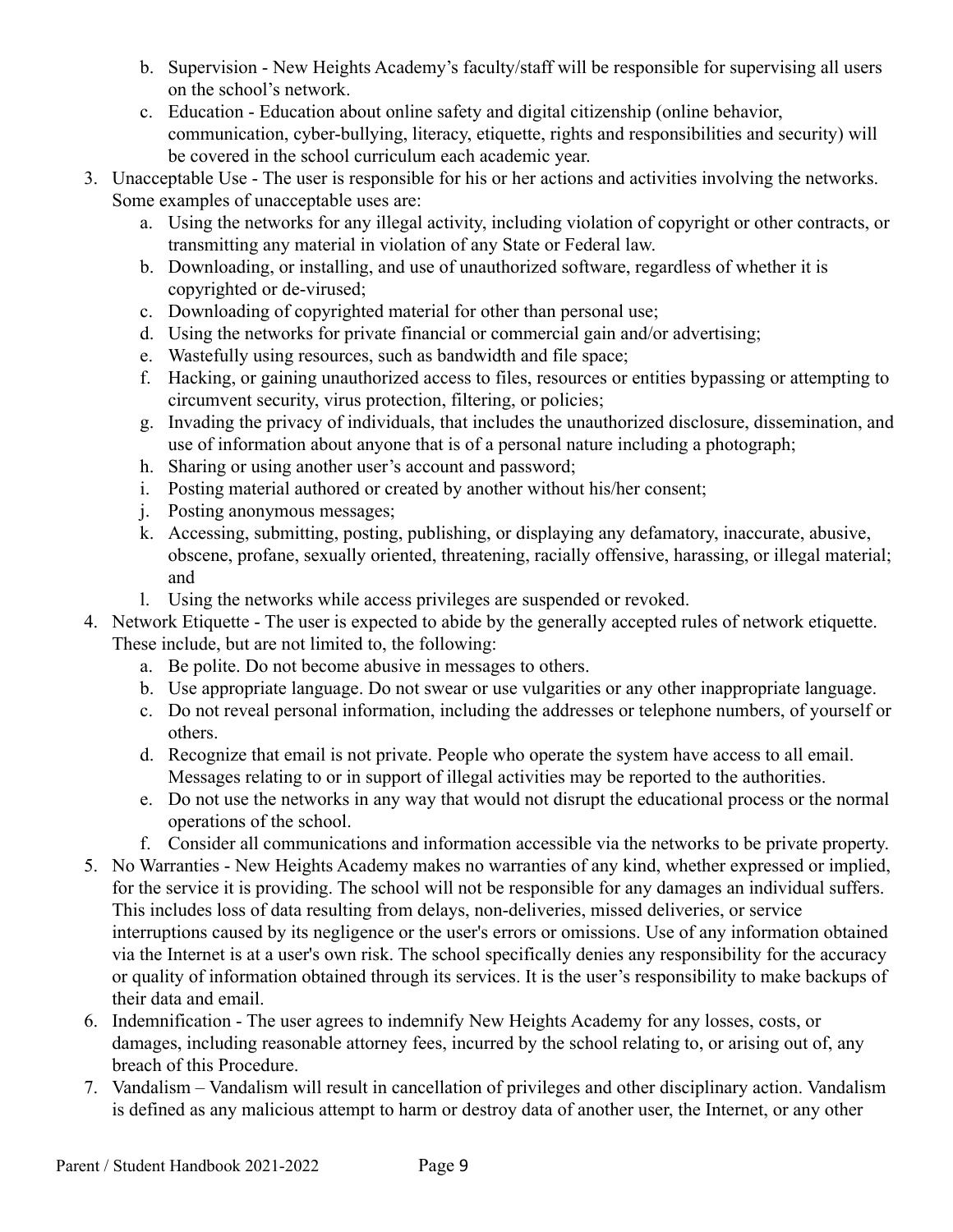b. Supervision - New Heights Academy's faculty/staff will be responsible for supervising all users on the school's network.

c. Education - Education about online safety and digital citizenship (online behavior, communication, cyber-bullying, literacy, etiquette, rights and responsibilities and security) will be covered in the school curriculum each academic year.

3. Unacceptable Use - The user is responsible for his or her actions and activities involving the networks. Some examples of unacceptable uses are:
   a. Using the networks for any illegal activity, including violation of copyright or other contracts, or transmitting any material in violation of any State or Federal law.
   b. Downloading, or installing, and use of unauthorized software, regardless of whether it is copyrighted or de-virused;
   c. Downloading of copyrighted material for other than personal use;
   d. Using the networks for private financial or commercial gain and/or advertising;
   e. Wastefully using resources, such as bandwidth and file space;
   f. Hacking, or gaining unauthorized access to files, resources or entities bypassing or attempting to circumvent security, virus protection, filtering, or policies;
   g. Invading the privacy of individuals, that includes the unauthorized disclosure, dissemination, and use of information about anyone that is of a personal nature including a photograph;
   h. Sharing or using another user's account and password;
   i. Posting material authored or created by another without his/her consent;
   j. Posting anonymous messages;
   k. Accessing, submitting, posting, publishing, or displaying any defamatory, inaccurate, abusive, obscene, profane, sexually oriented, threatening, racially offensive, harassing, or illegal material; and
   l. Using the networks while access privileges are suspended or revoked.
4. Network Etiquette - The user is expected to abide by the generally accepted rules of network etiquette. These include, but are not limited to, the following:
   a. Be polite. Do not become abusive in messages to others.
   b. Use appropriate language. Do not swear or use vulgarities or any other inappropriate language.
   c. Do not reveal personal information, including the addresses or telephone numbers, of yourself or others.
   d. Recognize that email is not private. People who operate the system have access to all email. Messages relating to or in support of illegal activities may be reported to the authorities.
   e. Do not use the networks in any way that would not disrupt the educational process or the normal operations of the school.
   f. Consider all communications and information accessible via the networks to be private property.
5. No Warranties - New Heights Academy makes no warranties of any kind, whether expressed or implied, for the service it is providing. The school will not be responsible for any damages an individual suffers. This includes loss of data resulting from delays, non-deliveries, missed deliveries, or service interruptions caused by its negligence or the user's errors or omissions. Use of any information obtained via the Internet is at a user's own risk. The school specifically denies any responsibility for the accuracy or quality of information obtained through its services. It is the user's responsibility to make backups of their data and email.
6. Indemnification - The user agrees to indemnify New Heights Academy for any losses, costs, or damages, including reasonable attorney fees, incurred by the school relating to, or arising out of, any breach of this Procedure.
7. Vandalism – Vandalism will result in cancellation of privileges and other disciplinary action. Vandalism is defined as any malicious attempt to harm or destroy data of another user, the Internet, or any other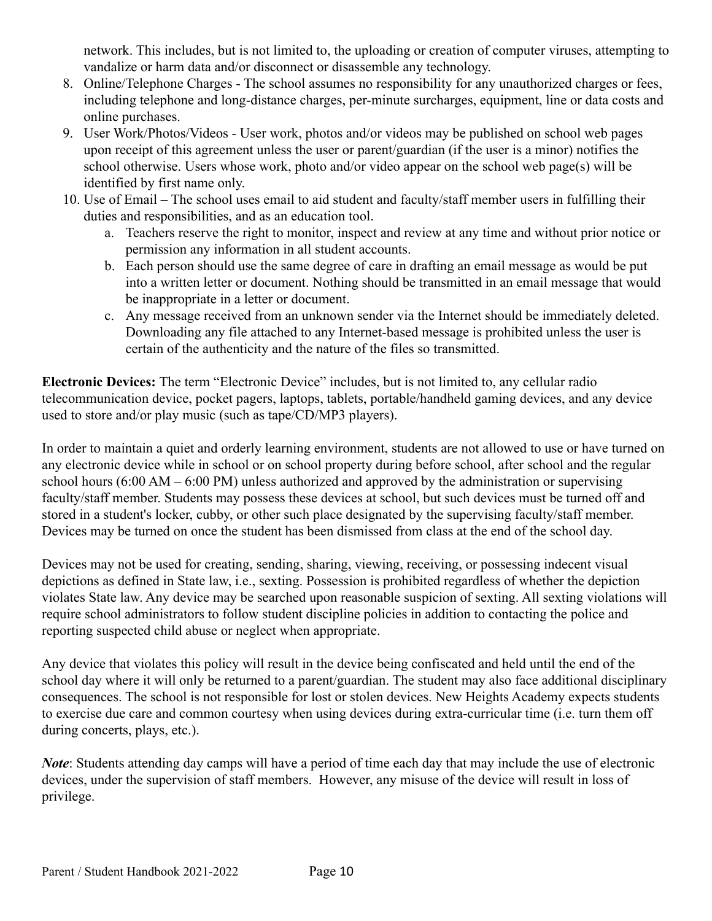network. This includes, but is not limited to, the uploading or creation of computer viruses, attempting to vandalize or harm data and/or disconnect or disassemble any technology.

8. Online/Telephone Charges - The school assumes no responsibility for any unauthorized charges or fees, including telephone and long-distance charges, per-minute surcharges, equipment, line or data costs and online purchases.
9. User Work/Photos/Videos - User work, photos and/or videos may be published on school web pages upon receipt of this agreement unless the user or parent/guardian (if the user is a minor) notifies the school otherwise. Users whose work, photo and/or video appear on the school web page(s) will be identified by first name only.
10. Use of Email – The school uses email to aid student and faculty/staff member users in fulfilling their duties and responsibilities, and as an education tool.
    a. Teachers reserve the right to monitor, inspect and review at any time and without prior notice or permission any information in all student accounts.
    b. Each person should use the same degree of care in drafting an email message as would be put into a written letter or document. Nothing should be transmitted in an email message that would be inappropriate in a letter or document.
    c. Any message received from an unknown sender via the Internet should be immediately deleted. Downloading any file attached to any Internet-based message is prohibited unless the user is certain of the authenticity and the nature of the files so transmitted.

**Electronic Devices:** The term "Electronic Device" includes, but is not limited to, any cellular radio telecommunication device, pocket pagers, laptops, tablets, portable/handheld gaming devices, and any device used to store and/or play music (such as tape/CD/MP3 players).

In order to maintain a quiet and orderly learning environment, students are not allowed to use or have turned on any electronic device while in school or on school property during before school, after school and the regular school hours (6:00 AM – 6:00 PM) unless authorized and approved by the administration or supervising faculty/staff member. Students may possess these devices at school, but such devices must be turned off and stored in a student's locker, cubby, or other such place designated by the supervising faculty/staff member. Devices may be turned on once the student has been dismissed from class at the end of the school day.

Devices may not be used for creating, sending, sharing, viewing, receiving, or possessing indecent visual depictions as defined in State law, i.e., sexting. Possession is prohibited regardless of whether the depiction violates State law. Any device may be searched upon reasonable suspicion of sexting. All sexting violations will require school administrators to follow student discipline policies in addition to contacting the police and reporting suspected child abuse or neglect when appropriate.

Any device that violates this policy will result in the device being confiscated and held until the end of the school day where it will only be returned to a parent/guardian. The student may also face additional disciplinary consequences. The school is not responsible for lost or stolen devices. New Heights Academy expects students to exercise due care and common courtesy when using devices during extra-curricular time (i.e. turn them off during concerts, plays, etc.).

***Note***: Students attending day camps will have a period of time each day that may include the use of electronic devices, under the supervision of staff members. However, any misuse of the device will result in loss of privilege.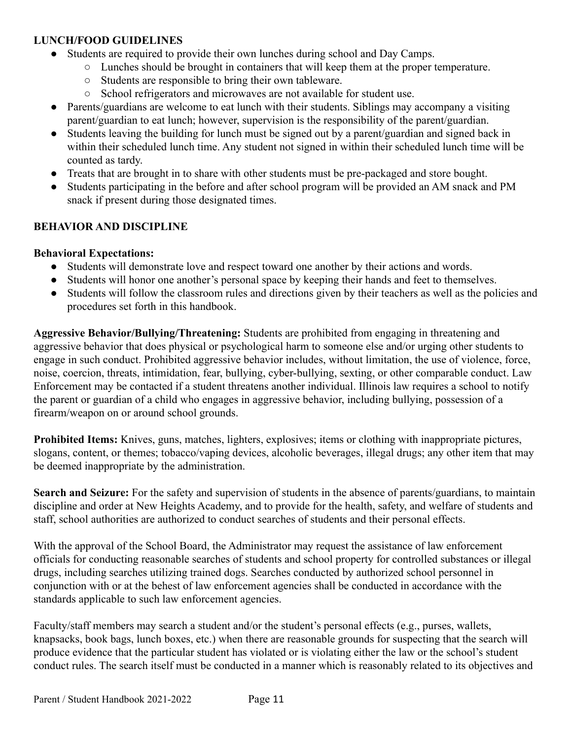**LUNCH/FOOD GUIDELINES**

- Students are required to provide their own lunches during school and Day Camps.
  - Lunches should be brought in containers that will keep them at the proper temperature.
  - Students are responsible to bring their own tableware.
  - School refrigerators and microwaves are not available for student use.
- Parents/guardians are welcome to eat lunch with their students. Siblings may accompany a visiting parent/guardian to eat lunch; however, supervision is the responsibility of the parent/guardian.
- Students leaving the building for lunch must be signed out by a parent/guardian and signed back in within their scheduled lunch time. Any student not signed in within their scheduled lunch time will be counted as tardy.
- Treats that are brought in to share with other students must be pre-packaged and store bought.
- Students participating in the before and after school program will be provided an AM snack and PM snack if present during those designated times.

**BEHAVIOR AND DISCIPLINE**

**Behavioral Expectations:**

- Students will demonstrate love and respect toward one another by their actions and words.
- Students will honor one another's personal space by keeping their hands and feet to themselves.
- Students will follow the classroom rules and directions given by their teachers as well as the policies and procedures set forth in this handbook.

**Aggressive Behavior/Bullying/Threatening:** Students are prohibited from engaging in threatening and aggressive behavior that does physical or psychological harm to someone else and/or urging other students to engage in such conduct. Prohibited aggressive behavior includes, without limitation, the use of violence, force, noise, coercion, threats, intimidation, fear, bullying, cyber-bullying, sexting, or other comparable conduct. Law Enforcement may be contacted if a student threatens another individual. Illinois law requires a school to notify the parent or guardian of a child who engages in aggressive behavior, including bullying, possession of a firearm/weapon on or around school grounds.

**Prohibited Items:** Knives, guns, matches, lighters, explosives; items or clothing with inappropriate pictures, slogans, content, or themes; tobacco/vaping devices, alcoholic beverages, illegal drugs; any other item that may be deemed inappropriate by the administration.

**Search and Seizure:** For the safety and supervision of students in the absence of parents/guardians, to maintain discipline and order at New Heights Academy, and to provide for the health, safety, and welfare of students and staff, school authorities are authorized to conduct searches of students and their personal effects.

With the approval of the School Board, the Administrator may request the assistance of law enforcement officials for conducting reasonable searches of students and school property for controlled substances or illegal drugs, including searches utilizing trained dogs. Searches conducted by authorized school personnel in conjunction with or at the behest of law enforcement agencies shall be conducted in accordance with the standards applicable to such law enforcement agencies.

Faculty/staff members may search a student and/or the student's personal effects (e.g., purses, wallets, knapsacks, book bags, lunch boxes, etc.) when there are reasonable grounds for suspecting that the search will produce evidence that the particular student has violated or is violating either the law or the school's student conduct rules. The search itself must be conducted in a manner which is reasonably related to its objectives and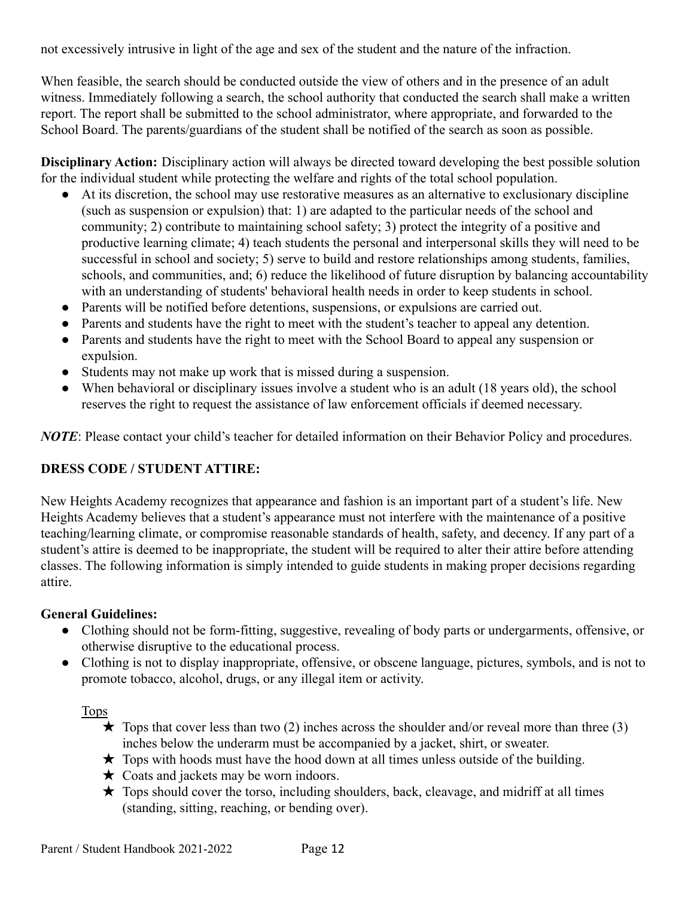not excessively intrusive in light of the age and sex of the student and the nature of the infraction.

When feasible, the search should be conducted outside the view of others and in the presence of an adult witness. Immediately following a search, the school authority that conducted the search shall make a written report. The report shall be submitted to the school administrator, where appropriate, and forwarded to the School Board. The parents/guardians of the student shall be notified of the search as soon as possible.

**Disciplinary Action:** Disciplinary action will always be directed toward developing the best possible solution for the individual student while protecting the welfare and rights of the total school population.

- At its discretion, the school may use restorative measures as an alternative to exclusionary discipline (such as suspension or expulsion) that: 1) are adapted to the particular needs of the school and community; 2) contribute to maintaining school safety; 3) protect the integrity of a positive and productive learning climate; 4) teach students the personal and interpersonal skills they will need to be successful in school and society; 5) serve to build and restore relationships among students, families, schools, and communities, and; 6) reduce the likelihood of future disruption by balancing accountability with an understanding of students' behavioral health needs in order to keep students in school.
- Parents will be notified before detentions, suspensions, or expulsions are carried out.
- Parents and students have the right to meet with the student's teacher to appeal any detention.
- Parents and students have the right to meet with the School Board to appeal any suspension or expulsion.
- Students may not make up work that is missed during a suspension.
- When behavioral or disciplinary issues involve a student who is an adult (18 years old), the school reserves the right to request the assistance of law enforcement officials if deemed necessary.

***NOTE***: Please contact your child's teacher for detailed information on their Behavior Policy and procedures.

## DRESS CODE / STUDENT ATTIRE:

New Heights Academy recognizes that appearance and fashion is an important part of a student's life. New Heights Academy believes that a student's appearance must not interfere with the maintenance of a positive teaching/learning climate, or compromise reasonable standards of health, safety, and decency. If any part of a student's attire is deemed to be inappropriate, the student will be required to alter their attire before attending classes. The following information is simply intended to guide students in making proper decisions regarding attire.

**General Guidelines:**

- Clothing should not be form-fitting, suggestive, revealing of body parts or undergarments, offensive, or otherwise disruptive to the educational process.
- Clothing is not to display inappropriate, offensive, or obscene language, pictures, symbols, and is not to promote tobacco, alcohol, drugs, or any illegal item or activity.

<u>Tops</u>

- ★ Tops that cover less than two (2) inches across the shoulder and/or reveal more than three (3) inches below the underarm must be accompanied by a jacket, shirt, or sweater.
- ★ Tops with hoods must have the hood down at all times unless outside of the building.
- ★ Coats and jackets may be worn indoors.
- ★ Tops should cover the torso, including shoulders, back, cleavage, and midriff at all times (standing, sitting, reaching, or bending over).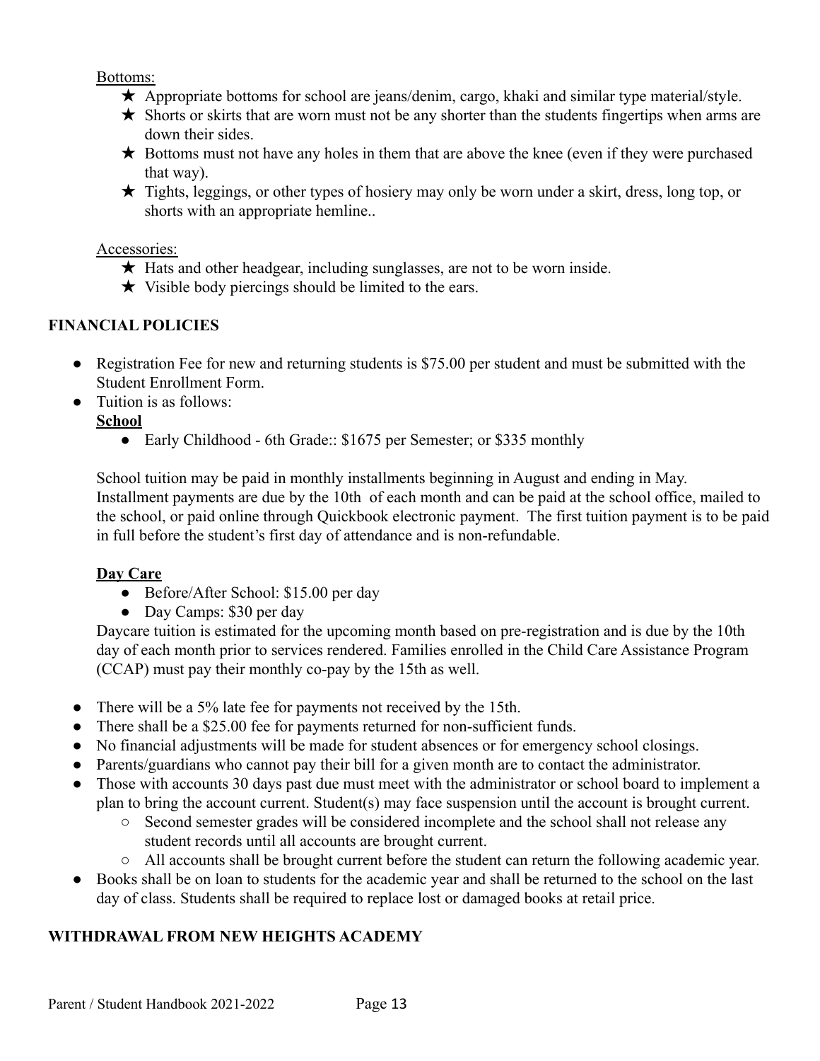Bottoms:

- ★ Appropriate bottoms for school are jeans/denim, cargo, khaki and similar type material/style.
- ★ Shorts or skirts that are worn must not be any shorter than the students fingertips when arms are down their sides.
- ★ Bottoms must not have any holes in them that are above the knee (even if they were purchased that way).
- ★ Tights, leggings, or other types of hosiery may only be worn under a skirt, dress, long top, or shorts with an appropriate hemline..

Accessories:

- ★ Hats and other headgear, including sunglasses, are not to be worn inside.
- ★ Visible body piercings should be limited to the ears.

## FINANCIAL POLICIES

- Registration Fee for new and returning students is $75.00 per student and must be submitted with the Student Enrollment Form.
- Tuition is as follows:

  **School**

  - Early Childhood - 6th Grade:: $1675 per Semester; or $335 monthly

  School tuition may be paid in monthly installments beginning in August and ending in May. Installment payments are due by the 10th of each month and can be paid at the school office, mailed to the school, or paid online through Quickbook electronic payment. The first tuition payment is to be paid in full before the student's first day of attendance and is non-refundable.

  **Day Care**

  - Before/After School: $15.00 per day
  - Day Camps: $30 per day

  Daycare tuition is estimated for the upcoming month based on pre-registration and is due by the 10th day of each month prior to services rendered. Families enrolled in the Child Care Assistance Program (CCAP) must pay their monthly co-pay by the 15th as well.

- There will be a 5% late fee for payments not received by the 15th.
- There shall be a $25.00 fee for payments returned for non-sufficient funds.
- No financial adjustments will be made for student absences or for emergency school closings.
- Parents/guardians who cannot pay their bill for a given month are to contact the administrator.
- Those with accounts 30 days past due must meet with the administrator or school board to implement a plan to bring the account current. Student(s) may face suspension until the account is brought current.
  - Second semester grades will be considered incomplete and the school shall not release any student records until all accounts are brought current.
  - All accounts shall be brought current before the student can return the following academic year.
- Books shall be on loan to students for the academic year and shall be returned to the school on the last day of class. Students shall be required to replace lost or damaged books at retail price.

## WITHDRAWAL FROM NEW HEIGHTS ACADEMY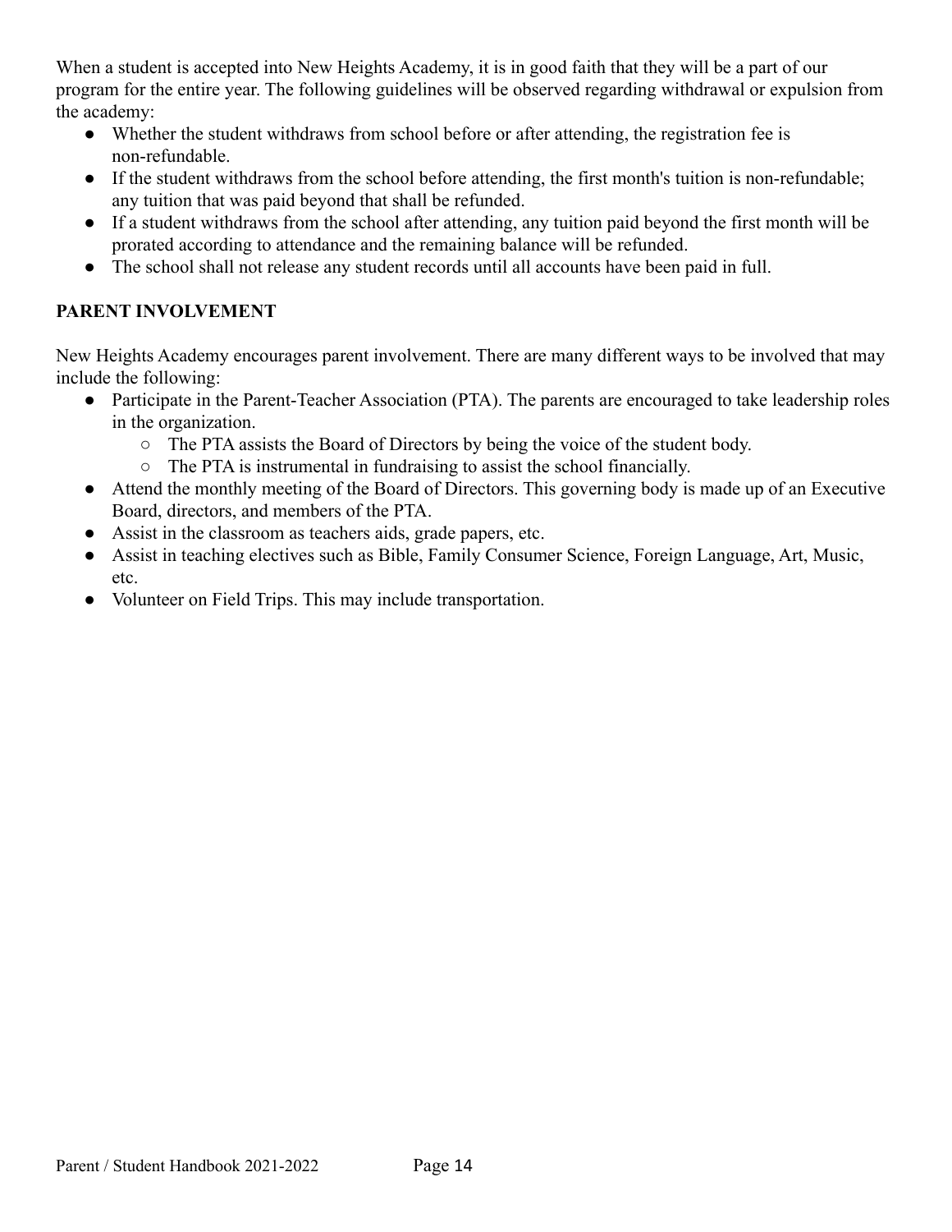When a student is accepted into New Heights Academy, it is in good faith that they will be a part of our program for the entire year. The following guidelines will be observed regarding withdrawal or expulsion from the academy:

- Whether the student withdraws from school before or after attending, the registration fee is non-refundable.
- If the student withdraws from the school before attending, the first month's tuition is non-refundable; any tuition that was paid beyond that shall be refunded.
- If a student withdraws from the school after attending, any tuition paid beyond the first month will be prorated according to attendance and the remaining balance will be refunded.
- The school shall not release any student records until all accounts have been paid in full.

## PARENT INVOLVEMENT

New Heights Academy encourages parent involvement. There are many different ways to be involved that may include the following:

- Participate in the Parent-Teacher Association (PTA). The parents are encouraged to take leadership roles in the organization.
  - The PTA assists the Board of Directors by being the voice of the student body.
  - The PTA is instrumental in fundraising to assist the school financially.
- Attend the monthly meeting of the Board of Directors. This governing body is made up of an Executive Board, directors, and members of the PTA.
- Assist in the classroom as teachers aids, grade papers, etc.
- Assist in teaching electives such as Bible, Family Consumer Science, Foreign Language, Art, Music, etc.
- Volunteer on Field Trips. This may include transportation.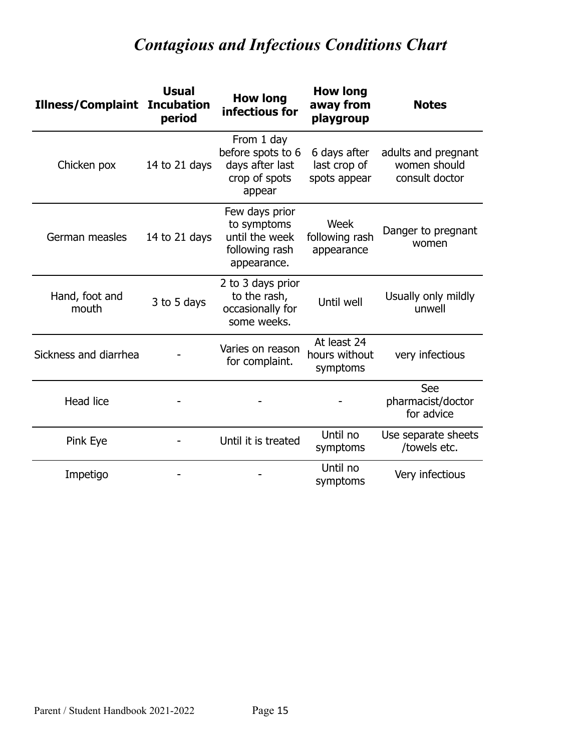# *Contagious and Infectious Conditions Chart*

| Illness/Complaint | Usual Incubation period | How long infectious for | How long away from playgroup | Notes |
|---|---|---|---|---|
| Chicken pox | 14 to 21 days | From 1 day before spots to 6 days after last crop of spots appear | 6 days after last crop of spots appear | adults and pregnant women should consult doctor |
| German measles | 14 to 21 days | Few days prior to symptoms until the week following rash appearance. | Week following rash appearance | Danger to pregnant women |
| Hand, foot and mouth | 3 to 5 days | 2 to 3 days prior to the rash, occasionally for some weeks. | Until well | Usually only mildly unwell |
| Sickness and diarrhea | - | Varies on reason for complaint. | At least 24 hours without symptoms | very infectious |
| Head lice | - | - | - | See pharmacist/doctor for advice |
| Pink Eye | - | Until it is treated | Until no symptoms | Use separate sheets /towels etc. |
| Impetigo | - | - | Until no symptoms | Very infectious |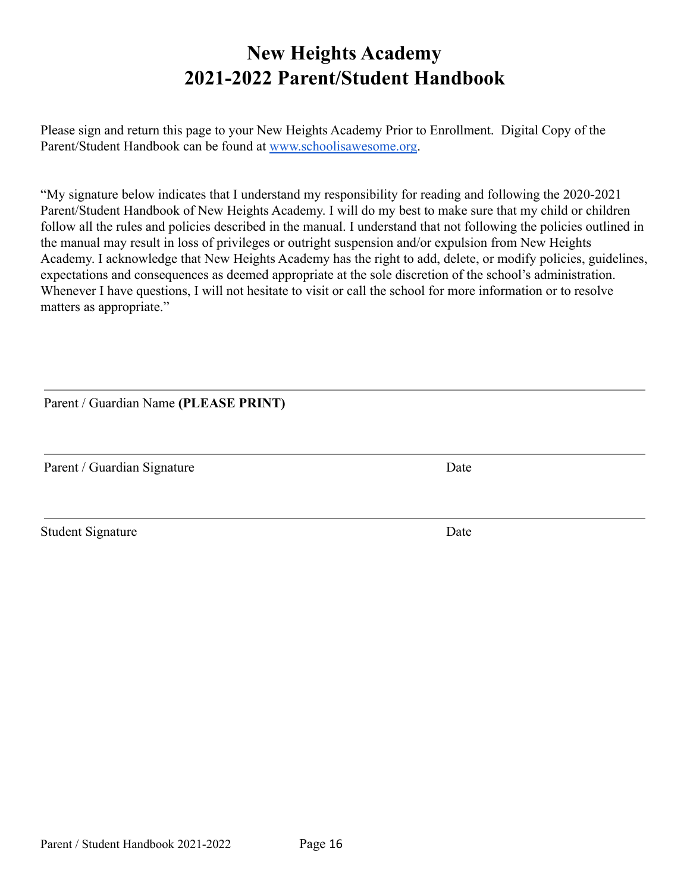# New Heights Academy
# 2021-2022 Parent/Student Handbook

Please sign and return this page to your New Heights Academy Prior to Enrollment. Digital Copy of the Parent/Student Handbook can be found at [www.schoolisawesome.org](http://www.schoolisawesome.org).

"My signature below indicates that I understand my responsibility for reading and following the 2020-2021 Parent/Student Handbook of New Heights Academy. I will do my best to make sure that my child or children follow all the rules and policies described in the manual. I understand that not following the policies outlined in the manual may result in loss of privileges or outright suspension and/or expulsion from New Heights Academy. I acknowledge that New Heights Academy has the right to add, delete, or modify policies, guidelines, expectations and consequences as deemed appropriate at the sole discretion of the school's administration. Whenever I have questions, I will not hesitate to visit or call the school for more information or to resolve matters as appropriate."

\_\_\_\_\_\_\_\_\_\_\_\_\_\_\_\_\_\_\_\_\_\_\_\_\_\_\_\_\_\_\_\_\_\_\_\_\_\_\_\_\_\_\_\_\_\_\_\_\_\_\_\_\_\_\_\_

Parent / Guardian Name **(PLEASE PRINT)**

\_\_\_\_\_\_\_\_\_\_\_\_\_\_\_\_\_\_\_\_\_\_\_\_\_\_\_\_\_\_\_\_\_\_\_\_\_\_\_\_\_\_\_\_\_\_\_\_\_\_\_\_\_\_\_\_

Parent / Guardian Signature　　　　　　　　　　　　　Date

\_\_\_\_\_\_\_\_\_\_\_\_\_\_\_\_\_\_\_\_\_\_\_\_\_\_\_\_\_\_\_\_\_\_\_\_\_\_\_\_\_\_\_\_\_\_\_\_\_\_\_\_\_\_\_\_

Student Signature　　　　　　　　　　　　　　　　　Date